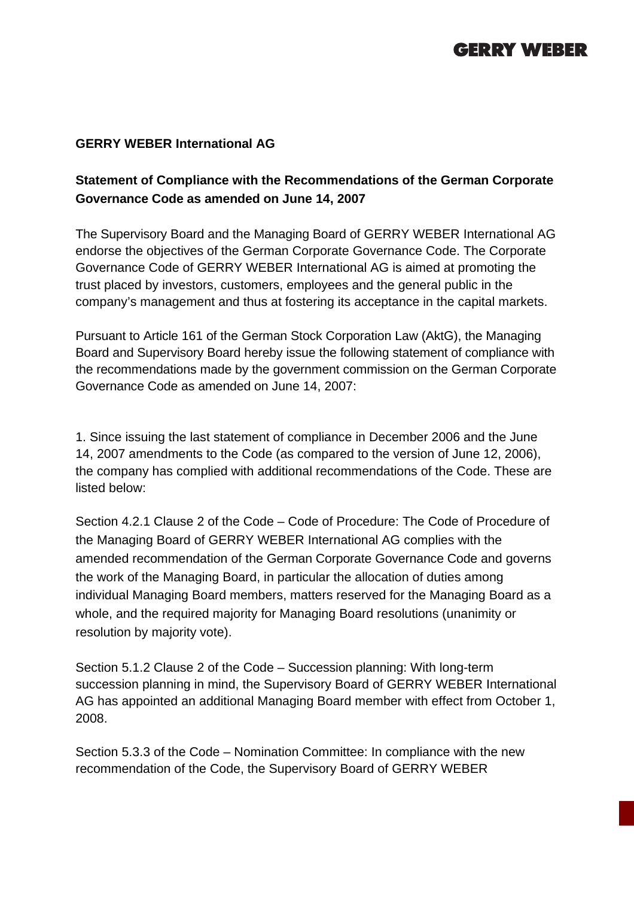## GERRY WEBER International AG

### Statement of Compliance with the Recommendations of the German Corporate Governance Code as amended on June 14, 2007

The Supervisory Board and the Managing Board of GERRY WEBER International AG endorse the objectives of the German Corporate Governance Code. The Corporate Governance Code of GERRY WEBER International AG is aimed at promoting the trust placed by investors, customers, employees and the general public in the company's management and thus at fostering its acceptance in the capital markets.

Pursuant to Article 161 of the German Stock Corporation Law (AktG), the Managing Board and Supervisory Board hereby issue the following statement of compliance with the recommendations made by the government commission on the German Corporate Governance Code as amended on June 14, 2007:

1. Since issuing the last statement of compliance in December 2006 and the June 14, 2007 amendments to the Code (as compared to the version of June 12, 2006), the company has complied with additional recommendations of the Code. These are listed below:

Section 4.2.1 Clause 2 of the Code – Code of Procedure: The Code of Procedure of the Managing Board of GERRY WEBER International AG complies with the amended recommendation of the German Corporate Governance Code and governs the work of the Managing Board, in particular the allocation of duties among individual Managing Board members, matters reserved for the Managing Board as a whole, and the required majority for Managing Board resolutions (unanimity or resolution by majority vote).

Section 5.1.2 Clause 2 of the Code – Succession planning: With long-term succession planning in mind, the Supervisory Board of GERRY WEBER International AG has appointed an additional Managing Board member with effect from October 1, 2008.

Section 5.3.3 of the Code – Nomination Committee: In compliance with the new recommendation of the Code, the Supervisory Board of GERRY WEBER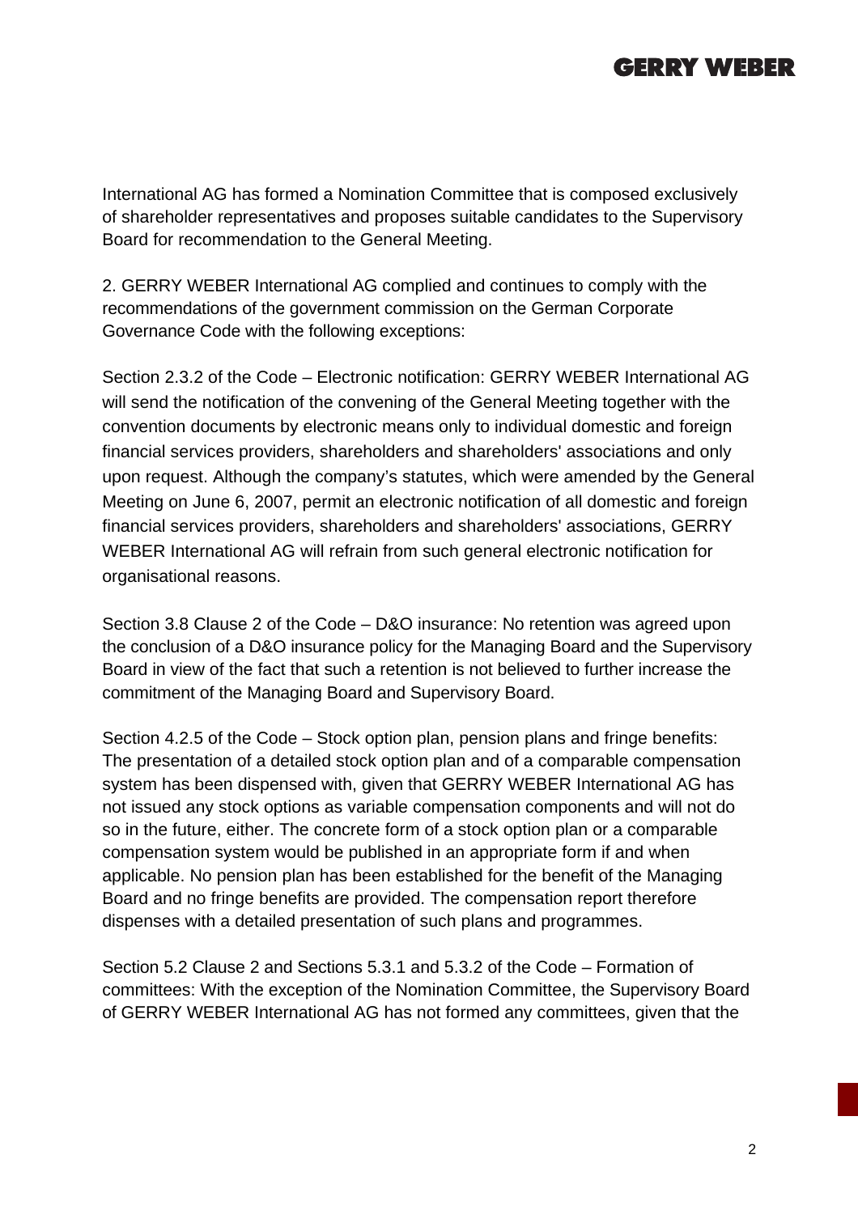International AG has formed a Nomination Committee that is composed exclusively of shareholder representatives and proposes suitable candidates to the Supervisory Board for recommendation to the General Meeting.

2. GERRY WEBER International AG complied and continues to comply with the recommendations of the government commission on the German Corporate Governance Code with the following exceptions:

Section 2.3.2 of the Code – Electronic notification: GERRY WEBER International AG will send the notification of the convening of the General Meeting together with the convention documents by electronic means only to individual domestic and foreign financial services providers, shareholders and shareholders' associations and only upon request. Although the company's statutes, which were amended by the General Meeting on June 6, 2007, permit an electronic notification of all domestic and foreign financial services providers, shareholders and shareholders' associations, GERRY WEBER International AG will refrain from such general electronic notification for organisational reasons.

Section 3.8 Clause 2 of the Code – D&O insurance: No retention was agreed upon the conclusion of a D&O insurance policy for the Managing Board and the Supervisory Board in view of the fact that such a retention is not believed to further increase the commitment of the Managing Board and Supervisory Board.

Section 4.2.5 of the Code – Stock option plan, pension plans and fringe benefits: The presentation of a detailed stock option plan and of a comparable compensation system has been dispensed with, given that GERRY WEBER International AG has not issued any stock options as variable compensation components and will not do so in the future, either. The concrete form of a stock option plan or a comparable compensation system would be published in an appropriate form if and when applicable. No pension plan has been established for the benefit of the Managing Board and no fringe benefits are provided. The compensation report therefore dispenses with a detailed presentation of such plans and programmes.

Section 5.2 Clause 2 and Sections 5.3.1 and 5.3.2 of the Code – Formation of committees: With the exception of the Nomination Committee, the Supervisory Board of GERRY WEBER International AG has not formed any committees, given that the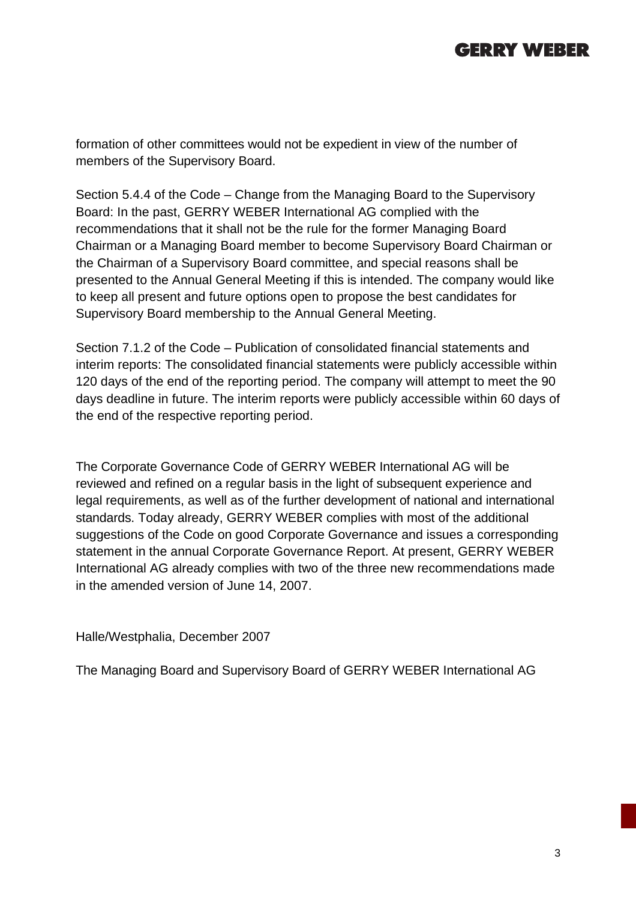formation of other committees would not be expedient in view of the number of members of the Supervisory Board.

Section 5.4.4 of the Code – Change from the Managing Board to the Supervisory Board: In the past, GERRY WEBER International AG complied with the recommendations that it shall not be the rule for the former Managing Board Chairman or a Managing Board member to become Supervisory Board Chairman or the Chairman of a Supervisory Board committee, and special reasons shall be presented to the Annual General Meeting if this is intended. The company would like to keep all present and future options open to propose the best candidates for Supervisory Board membership to the Annual General Meeting.

Section 7.1.2 of the Code – Publication of consolidated financial statements and interim reports: The consolidated financial statements were publicly accessible within 120 days of the end of the reporting period. The company will attempt to meet the 90 days deadline in future. The interim reports were publicly accessible within 60 days of the end of the respective reporting period.

The Corporate Governance Code of GERRY WEBER International AG will be reviewed and refined on a regular basis in the light of subsequent experience and legal requirements, as well as of the further development of national and international standards. Today already, GERRY WEBER complies with most of the additional suggestions of the Code on good Corporate Governance and issues a corresponding statement in the annual Corporate Governance Report. At present, GERRY WEBER International AG already complies with two of the three new recommendations made in the amended version of June 14, 2007.

Halle/Westphalia, December 2007

The Managing Board and Supervisory Board of GERRY WEBER International AG